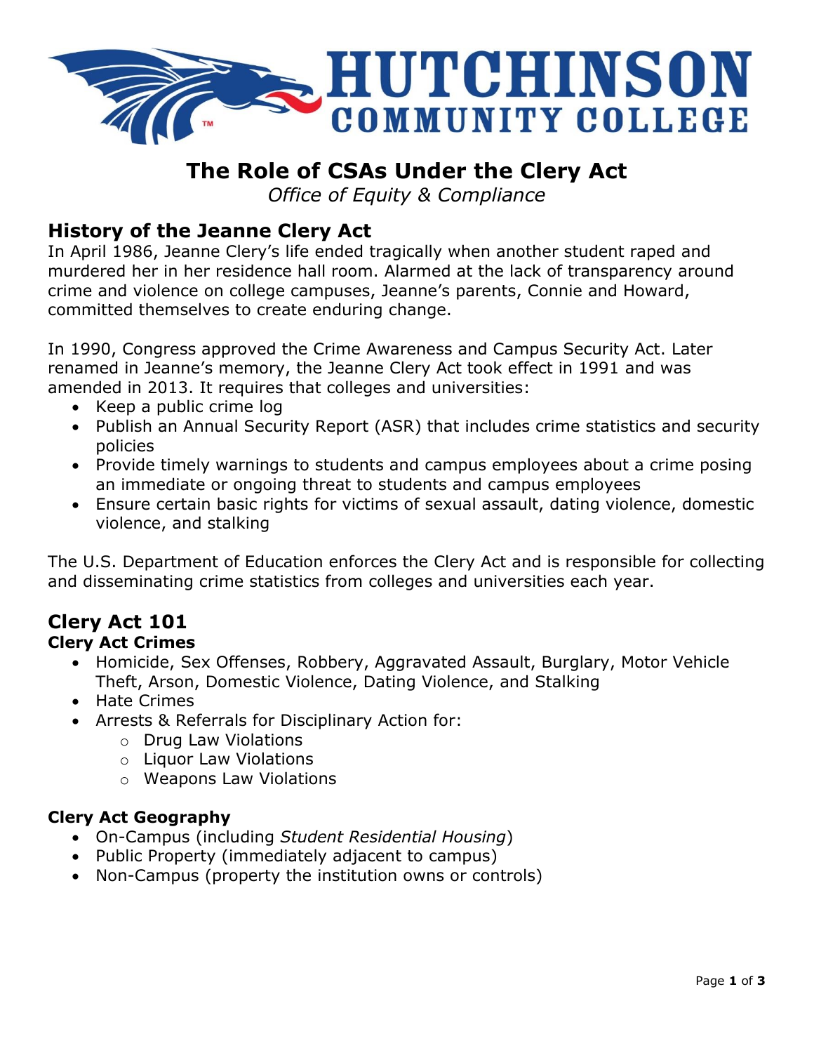# The Role of CSAs Under the Clery Act

*Office of Equity & Compliance*

## History of the Jeanne Clery Act

In April 1986, Jeanne Clery's life ended tragically when another student raped and murdered her in her residence hall room. Alarmed at the lack of transparency around crime and violence on college campuses, Jeanne's parents, Connie and Howard, committed themselves to create enduring change.

In 1990, Congress approved the Crime Awareness and Campus Security Act. Later renamed in Jeanne's memory, the Jeanne Clery Act took effect in 1991 and was amended in 2013. It requires that colleges and universities:

- Keep a public crime log
- Publish an Annual Security Report (ASR) that includes crime statistics and security policies
- Provide timely warnings to students and campus employees about a crime posing an immediate or ongoing threat to students and campus employees
- Ensure certain basic rights for victims of sexual assault, dating violence, domestic violence, and stalking

The U.S. Department of Education enforces the Clery Act and is responsible for collecting and disseminating crime statistics from colleges and universities each year.

## Clery Act 101

### Clery Act Crimes

- Homicide, Sex Offenses, Robbery, Aggravated Assault, Burglary, Motor Vehicle Theft, Arson, Domestic Violence, Dating Violence, and Stalking
- Hate Crimes
- Arrests & Referrals for Disciplinary Action for:
  - Drug Law Violations
  - Liquor Law Violations
  - Weapons Law Violations

### Clery Act Geography

- On-Campus (including *Student Residential Housing*)
- Public Property (immediately adjacent to campus)
- Non-Campus (property the institution owns or controls)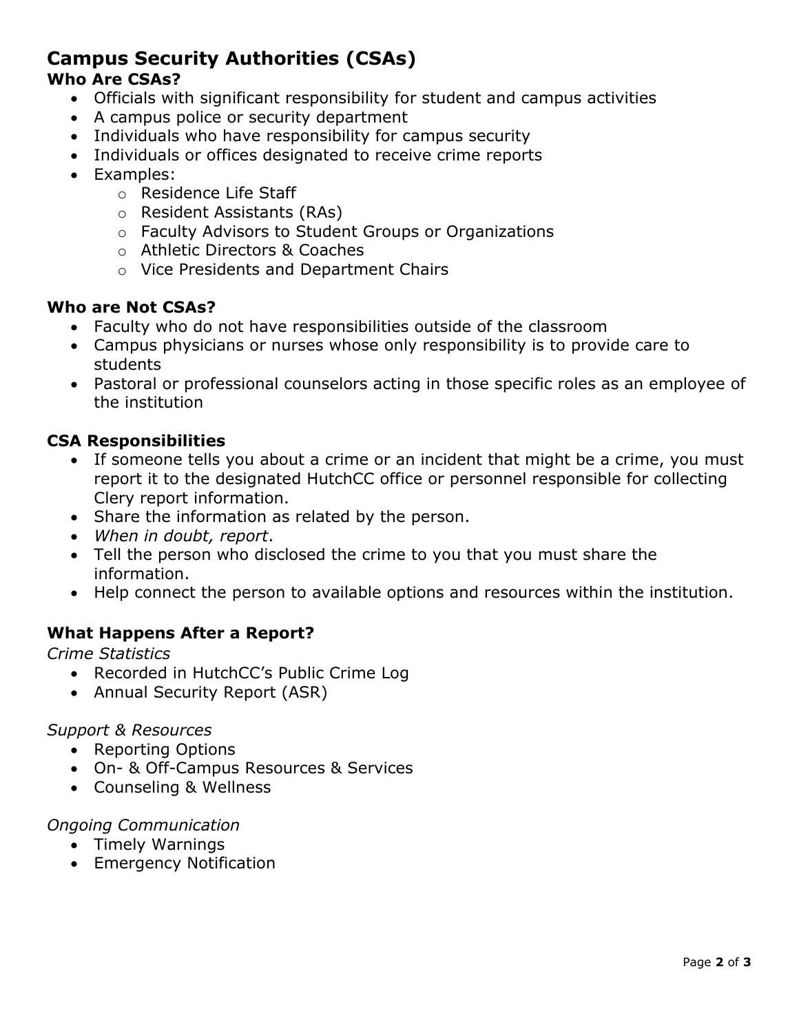# Campus Security Authorities (CSAs)

### Who Are CSAs?

- Officials with significant responsibility for student and campus activities
- A campus police or security department
- Individuals who have responsibility for campus security
- Individuals or offices designated to receive crime reports
- Examples:
  - Residence Life Staff
  - Resident Assistants (RAs)
  - Faculty Advisors to Student Groups or Organizations
  - Athletic Directors & Coaches
  - Vice Presidents and Department Chairs

### Who are Not CSAs?

- Faculty who do not have responsibilities outside of the classroom
- Campus physicians or nurses whose only responsibility is to provide care to students
- Pastoral or professional counselors acting in those specific roles as an employee of the institution

### CSA Responsibilities

- If someone tells you about a crime or an incident that might be a crime, you must report it to the designated HutchCC office or personnel responsible for collecting Clery report information.
- Share the information as related by the person.
- *When in doubt, report*.
- Tell the person who disclosed the crime to you that you must share the information.
- Help connect the person to available options and resources within the institution.

### What Happens After a Report?

*Crime Statistics*

- Recorded in HutchCC's Public Crime Log
- Annual Security Report (ASR)

*Support & Resources*

- Reporting Options
- On- & Off-Campus Resources & Services
- Counseling & Wellness

*Ongoing Communication*

- Timely Warnings
- Emergency Notification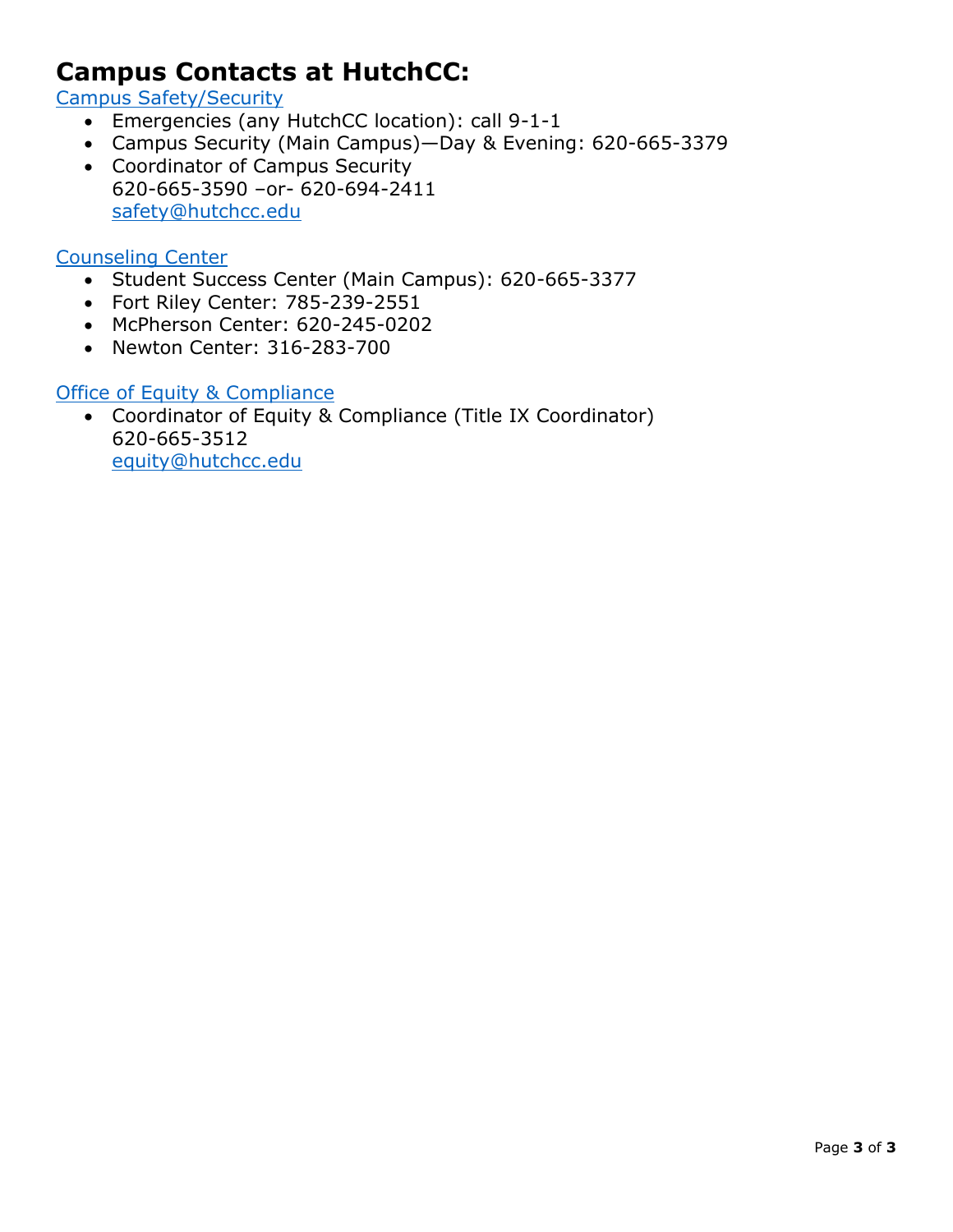# Campus Contacts at HutchCC:

Campus Safety/Security

- Emergencies (any HutchCC location): call 9-1-1
- Campus Security (Main Campus)—Day & Evening: 620-665-3379
- Coordinator of Campus Security
  620-665-3590 –or- 620-694-2411
  safety@hutchcc.edu

Counseling Center

- Student Success Center (Main Campus): 620-665-3377
- Fort Riley Center: 785-239-2551
- McPherson Center: 620-245-0202
- Newton Center: 316-283-700

Office of Equity & Compliance

- Coordinator of Equity & Compliance (Title IX Coordinator)
  620-665-3512
  equity@hutchcc.edu